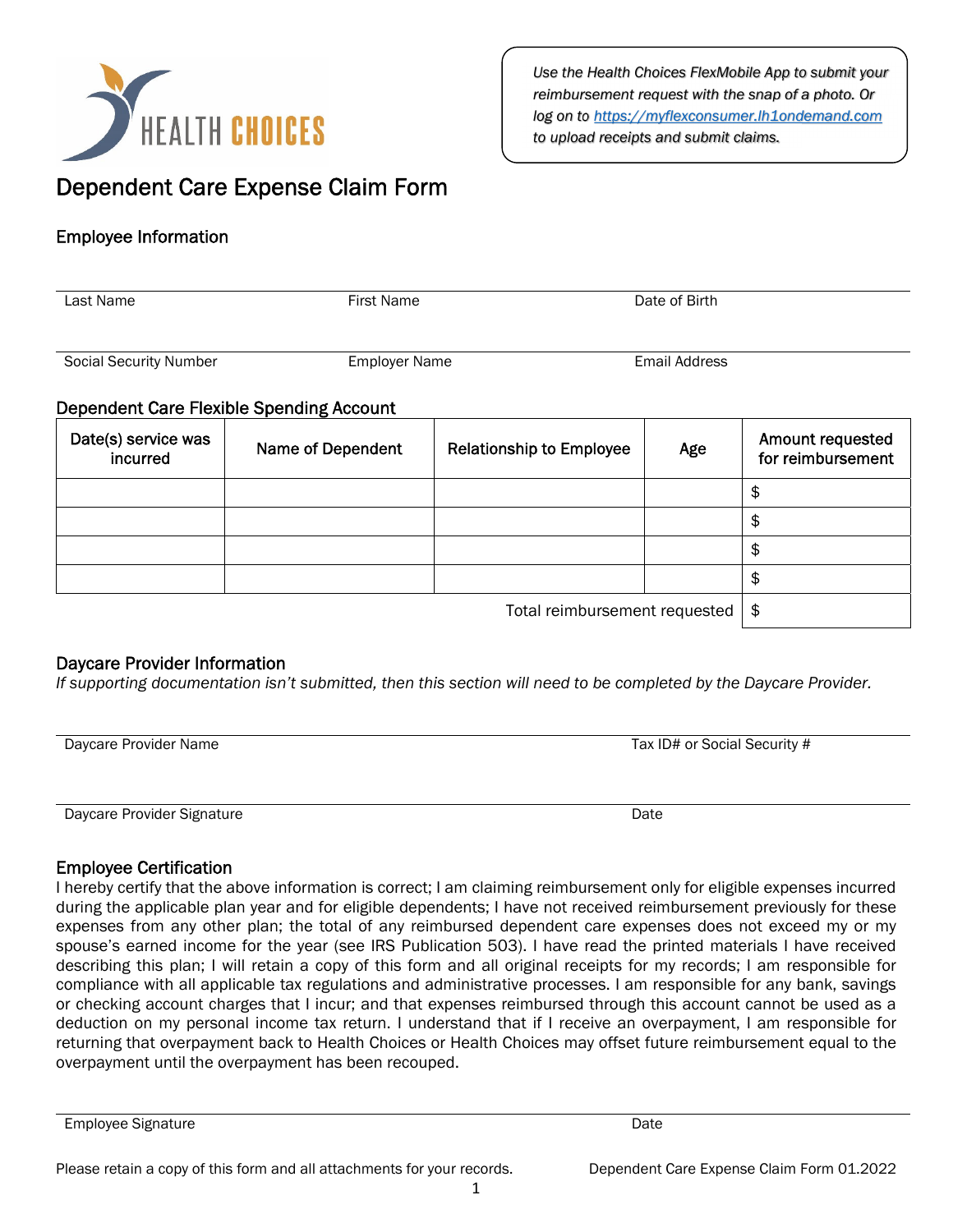HEALTH CHOICES

*Use the Health Choices FlexMobile App to submit your reimbursement request with the snap of a photo. Or log on to [https://myflexconsumer.lh1ondemand.com](https://myflexconsumer.lh1ondemand.com) to upload receipts and submit claims.*

# Dependent Care Expense Claim Form

## Employee Information

| Last Name | First Name | Date of Birth |
|---|---|---|
| Social Security Number | Employer Name | Email Address |

## Dependent Care Flexible Spending Account

| Date(s) service was incurred | Name of Dependent | Relationship to Employee | Age | Amount requested for reimbursement |
|---|---|---|---|---|
| | | | | $ |
| | | | | $ |
| | | | | $ |
| | | | | $ |
| | | | Total reimbursement requested | $ |

## Daycare Provider Information

*If supporting documentation isn't submitted, then this section will need to be completed by the Daycare Provider.*

| Daycare Provider Name | Tax ID# or Social Security # |
|---|---|
| Daycare Provider Signature | Date |

## Employee Certification

I hereby certify that the above information is correct; I am claiming reimbursement only for eligible expenses incurred during the applicable plan year and for eligible dependents; I have not received reimbursement previously for these expenses from any other plan; the total of any reimbursed dependent care expenses does not exceed my or my spouse's earned income for the year (see IRS Publication 503). I have read the printed materials I have received describing this plan; I will retain a copy of this form and all original receipts for my records; I am responsible for compliance with all applicable tax regulations and administrative processes. I am responsible for any bank, savings or checking account charges that I incur; and that expenses reimbursed through this account cannot be used as a deduction on my personal income tax return. I understand that if I receive an overpayment, I am responsible for returning that overpayment back to Health Choices or Health Choices may offset future reimbursement equal to the overpayment until the overpayment has been recouped.

| Employee Signature | Date |
|---|---|

Please retain a copy of this form and all attachments for your records.

Dependent Care Expense Claim Form 01.2022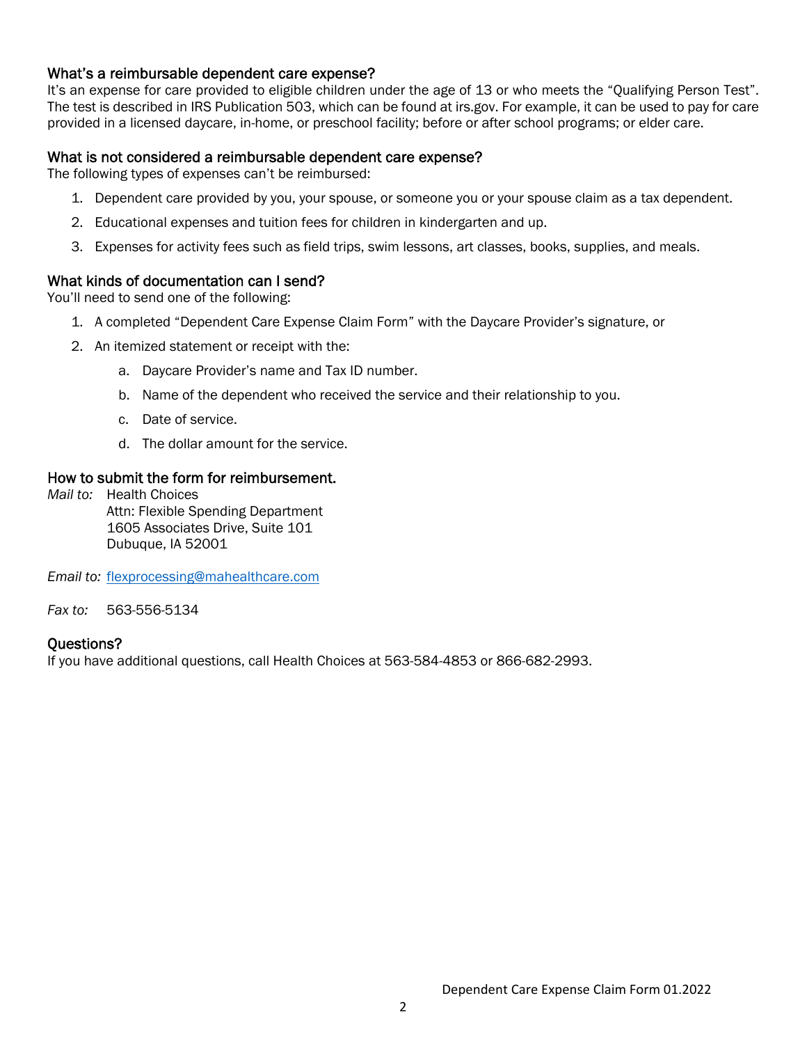### What's a reimbursable dependent care expense?

It's an expense for care provided to eligible children under the age of 13 or who meets the "Qualifying Person Test". The test is described in IRS Publication 503, which can be found at irs.gov. For example, it can be used to pay for care provided in a licensed daycare, in-home, or preschool facility; before or after school programs; or elder care.

### What is not considered a reimbursable dependent care expense?

The following types of expenses can't be reimbursed:

1. Dependent care provided by you, your spouse, or someone you or your spouse claim as a tax dependent.
2. Educational expenses and tuition fees for children in kindergarten and up.
3. Expenses for activity fees such as field trips, swim lessons, art classes, books, supplies, and meals.

### What kinds of documentation can I send?

You'll need to send one of the following:

1. A completed "Dependent Care Expense Claim Form" with the Daycare Provider's signature, or
2. An itemized statement or receipt with the:
   a. Daycare Provider's name and Tax ID number.
   b. Name of the dependent who received the service and their relationship to you.
   c. Date of service.
   d. The dollar amount for the service.

### How to submit the form for reimbursement.

*Mail to:* Health Choices
Attn: Flexible Spending Department
1605 Associates Drive, Suite 101
Dubuque, IA 52001

*Email to:* flexprocessing@mahealthcare.com

*Fax to:* 563-556-5134

### Questions?

If you have additional questions, call Health Choices at 563-584-4853 or 866-682-2993.